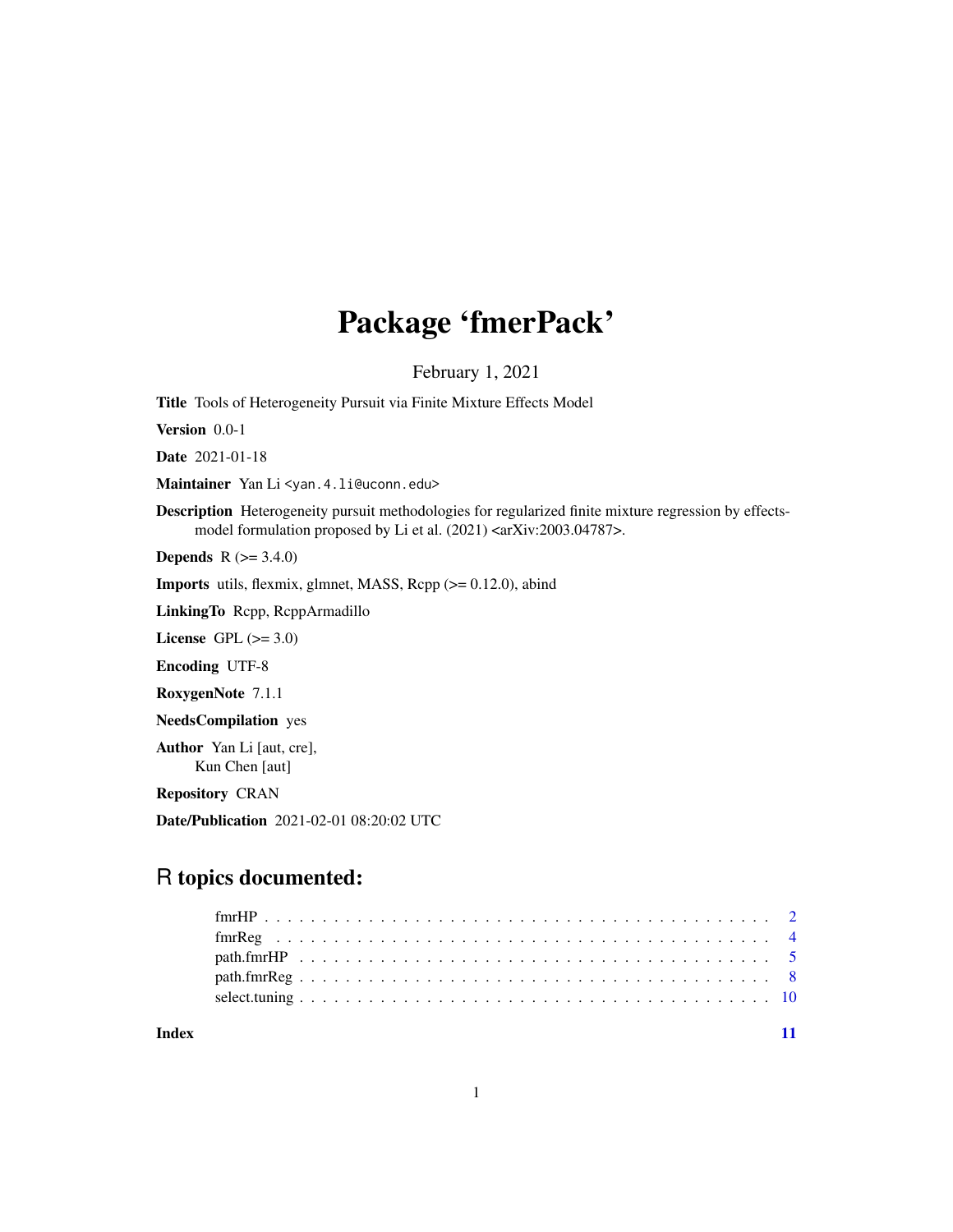# Package 'fmerPack'

February 1, 2021

**Title** Tools of Heterogeneity Pursuit via Finite Mixture Effects Model

**Version** 0.0-1

**Date** 2021-01-18

**Maintainer** Yan Li <yan.4.li@uconn.edu>

**Description** Heterogeneity pursuit methodologies for regularized finite mixture regression by effects-model formulation proposed by Li et al. (2021) <arXiv:2003.04787>.

**Depends** R (>= 3.4.0)

**Imports** utils, flexmix, glmnet, MASS, Rcpp (>= 0.12.0), abind

**LinkingTo** Rcpp, RcppArmadillo

**License** GPL (>= 3.0)

**Encoding** UTF-8

**RoxygenNote** 7.1.1

**NeedsCompilation** yes

**Author** Yan Li [aut, cre],
Kun Chen [aut]

**Repository** CRAN

**Date/Publication** 2021-02-01 08:20:02 UTC

## R topics documented:

- fmrHP . . . . . . . . . . . . . . . . . . . . . . . . . . . . . . . . . . . . . . . . . . 2
- fmrReg . . . . . . . . . . . . . . . . . . . . . . . . . . . . . . . . . . . . . . . . . 4
- path.fmrHP . . . . . . . . . . . . . . . . . . . . . . . . . . . . . . . . . . . . . . . 5
- path.fmrReg . . . . . . . . . . . . . . . . . . . . . . . . . . . . . . . . . . . . . . 8
- select.tuning . . . . . . . . . . . . . . . . . . . . . . . . . . . . . . . . . . . . . 10

**Index** 11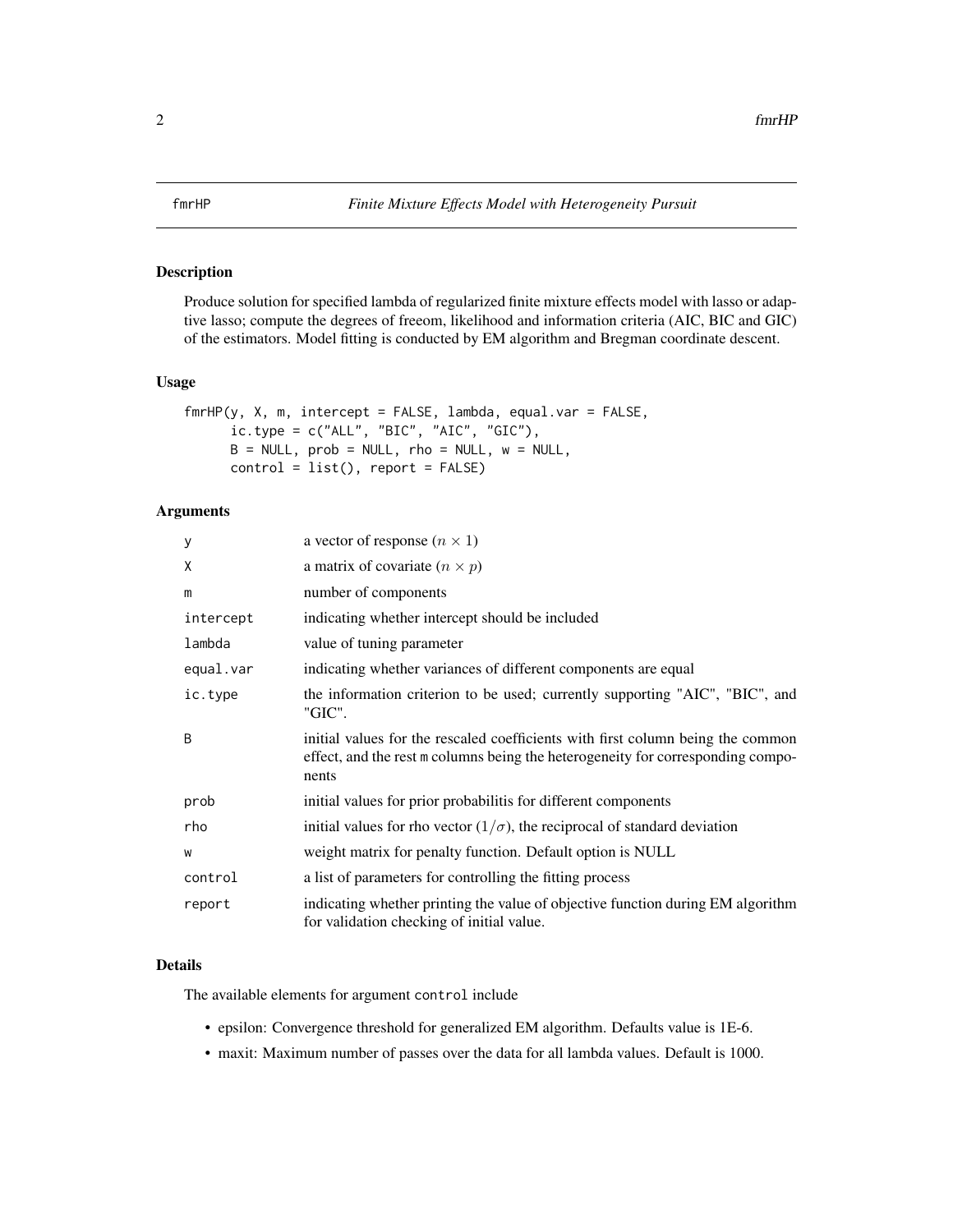fmrHP *Finite Mixture Effects Model with Heterogeneity Pursuit*

## Description

Produce solution for specified lambda of regularized finite mixture effects model with lasso or adaptive lasso; compute the degrees of freeom, likelihood and information criteria (AIC, BIC and GIC) of the estimators. Model fitting is conducted by EM algorithm and Bregman coordinate descent.

## Usage

```
fmrHP(y, X, m, intercept = FALSE, lambda, equal.var = FALSE,
      ic.type = c("ALL", "BIC", "AIC", "GIC"),
      B = NULL, prob = NULL, rho = NULL, w = NULL,
      control = list(), report = FALSE)
```

## Arguments

| | |
|---|---|
| y | a vector of response ($n \times 1$) |
| X | a matrix of covariate ($n \times p$) |
| m | number of components |
| intercept | indicating whether intercept should be included |
| lambda | value of tuning parameter |
| equal.var | indicating whether variances of different components are equal |
| ic.type | the information criterion to be used; currently supporting "AIC", "BIC", and "GIC". |
| B | initial values for the rescaled coefficients with first column being the common effect, and the rest m columns being the heterogeneity for corresponding components |
| prob | initial values for prior probabilitis for different components |
| rho | initial values for rho vector ($1/\sigma$), the reciprocal of standard deviation |
| w | weight matrix for penalty function. Default option is NULL |
| control | a list of parameters for controlling the fitting process |
| report | indicating whether printing the value of objective function during EM algorithm for validation checking of initial value. |

## Details

The available elements for argument control include

- epsilon: Convergence threshold for generalized EM algorithm. Defaults value is 1E-6.
- maxit: Maximum number of passes over the data for all lambda values. Default is 1000.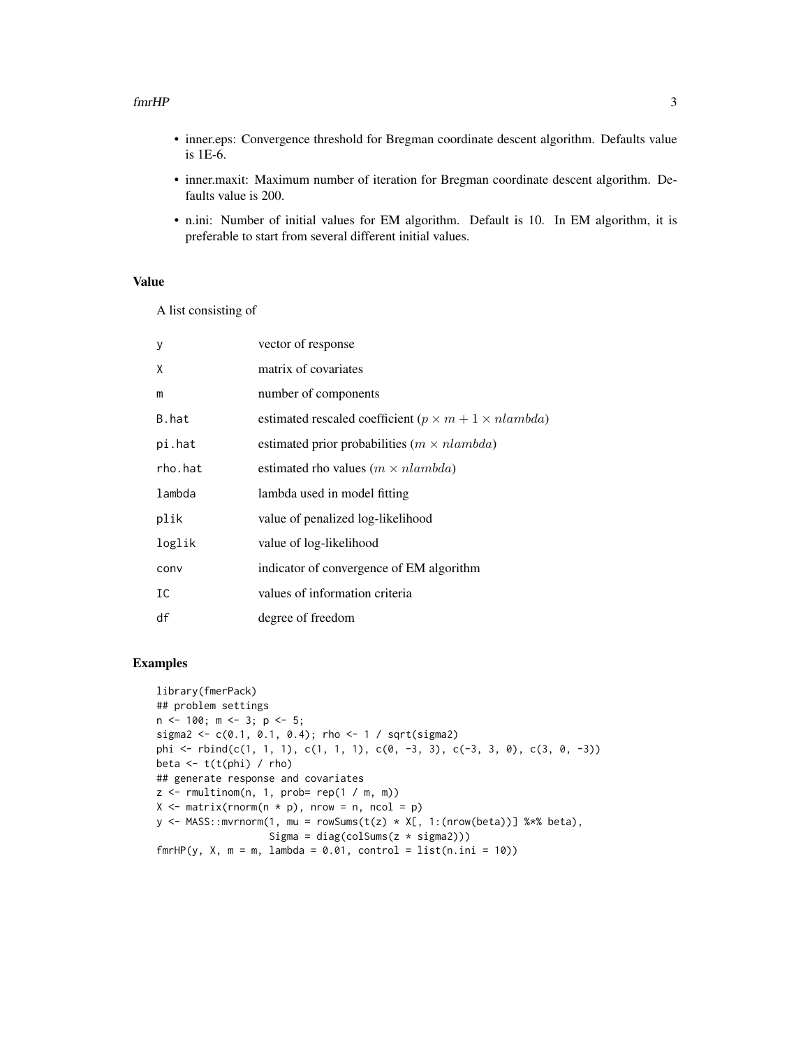- inner.eps: Convergence threshold for Bregman coordinate descent algorithm. Defaults value is 1E-6.
- inner.maxit: Maximum number of iteration for Bregman coordinate descent algorithm. Defaults value is 200.
- n.ini: Number of initial values for EM algorithm. Default is 10. In EM algorithm, it is preferable to start from several different initial values.

## Value

A list consisting of

| | |
|---|---|
| y | vector of response |
| X | matrix of covariates |
| m | number of components |
| B.hat | estimated rescaled coefficient ($p \times m + 1 \times nlambda$) |
| pi.hat | estimated prior probabilities ($m \times nlambda$) |
| rho.hat | estimated rho values ($m \times nlambda$) |
| lambda | lambda used in model fitting |
| plik | value of penalized log-likelihood |
| loglik | value of log-likelihood |
| conv | indicator of convergence of EM algorithm |
| IC | values of information criteria |
| df | degree of freedom |

## Examples

```
library(fmerPack)
## problem settings
n <- 100; m <- 3; p <- 5;
sigma2 <- c(0.1, 0.1, 0.4); rho <- 1 / sqrt(sigma2)
phi <- rbind(c(1, 1, 1), c(1, 1, 1), c(0, -3, 3), c(-3, 3, 0), c(3, 0, -3))
beta <- t(t(phi) / rho)
## generate response and covariates
z <- rmultinom(n, 1, prob= rep(1 / m, m))
X <- matrix(rnorm(n * p), nrow = n, ncol = p)
y <- MASS::mvrnorm(1, mu = rowSums(t(z) * X[, 1:(nrow(beta))] %*% beta),
                   Sigma = diag(colSums(z * sigma2)))
fmrHP(y, X, m = m, lambda = 0.01, control = list(n.ini = 10))
```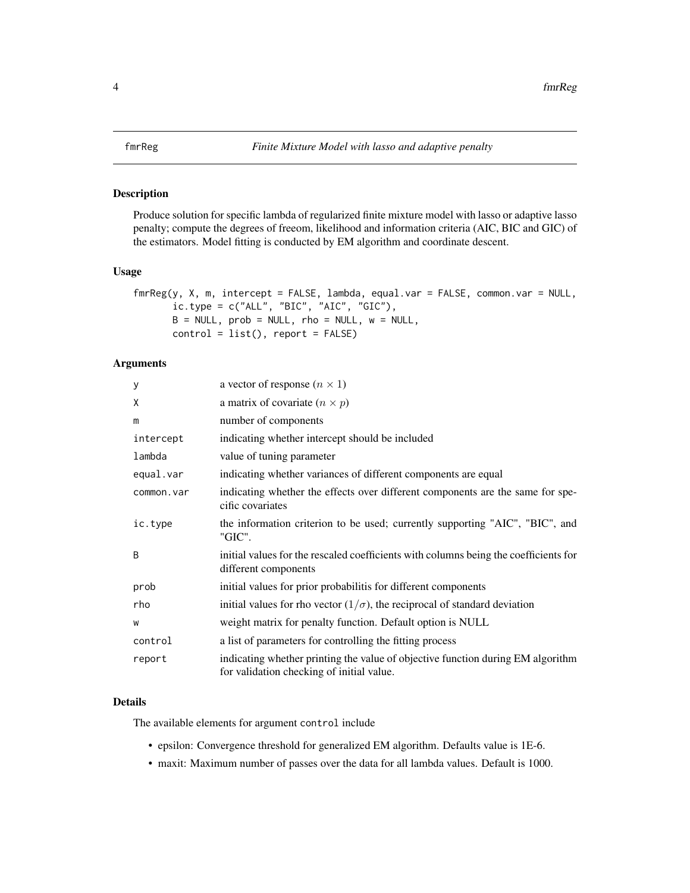fmrReg *Finite Mixture Model with lasso and adaptive penalty*

## Description

Produce solution for specific lambda of regularized finite mixture model with lasso or adaptive lasso penalty; compute the degrees of freeom, likelihood and information criteria (AIC, BIC and GIC) of the estimators. Model fitting is conducted by EM algorithm and coordinate descent.

## Usage

```
fmrReg(y, X, m, intercept = FALSE, lambda, equal.var = FALSE, common.var = NULL,
       ic.type = c("ALL", "BIC", "AIC", "GIC"),
       B = NULL, prob = NULL, rho = NULL, w = NULL,
       control = list(), report = FALSE)
```

## Arguments

| | |
|---|---|
| y | a vector of response ($n \times 1$) |
| X | a matrix of covariate ($n \times p$) |
| m | number of components |
| intercept | indicating whether intercept should be included |
| lambda | value of tuning parameter |
| equal.var | indicating whether variances of different components are equal |
| common.var | indicating whether the effects over different components are the same for specific covariates |
| ic.type | the information criterion to be used; currently supporting "AIC", "BIC", and "GIC". |
| B | initial values for the rescaled coefficients with columns being the coefficients for different components |
| prob | initial values for prior probabilitis for different components |
| rho | initial values for rho vector ($1/\sigma$), the reciprocal of standard deviation |
| w | weight matrix for penalty function. Default option is NULL |
| control | a list of parameters for controlling the fitting process |
| report | indicating whether printing the value of objective function during EM algorithm for validation checking of initial value. |

## Details

The available elements for argument control include

- epsilon: Convergence threshold for generalized EM algorithm. Defaults value is 1E-6.
- maxit: Maximum number of passes over the data for all lambda values. Default is 1000.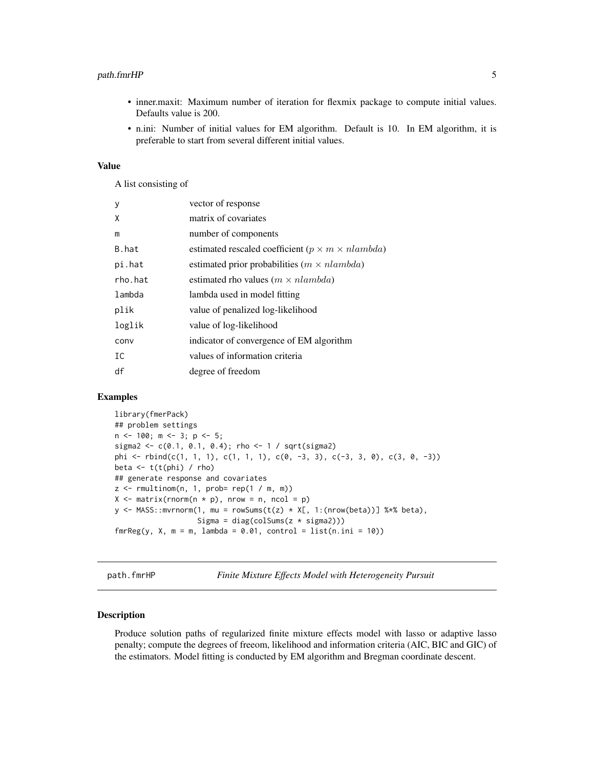- inner.maxit: Maximum number of iteration for flexmix package to compute initial values. Defaults value is 200.
- n.ini: Number of initial values for EM algorithm. Default is 10. In EM algorithm, it is preferable to start from several different initial values.

### Value

A list consisting of

| | |
|---|---|
| y | vector of response |
| X | matrix of covariates |
| m | number of components |
| B.hat | estimated rescaled coefficient ($p \times m \times nlambda$) |
| pi.hat | estimated prior probabilities ($m \times nlambda$) |
| rho.hat | estimated rho values ($m \times nlambda$) |
| lambda | lambda used in model fitting |
| plik | value of penalized log-likelihood |
| loglik | value of log-likelihood |
| conv | indicator of convergence of EM algorithm |
| IC | values of information criteria |
| df | degree of freedom |

### Examples

```
library(fmerPack)
## problem settings
n <- 100; m <- 3; p <- 5;
sigma2 <- c(0.1, 0.1, 0.4); rho <- 1 / sqrt(sigma2)
phi <- rbind(c(1, 1, 1), c(1, 1, 1), c(0, -3, 3), c(-3, 3, 0), c(3, 0, -3))
beta <- t(t(phi) / rho)
## generate response and covariates
z <- rmultinom(n, 1, prob= rep(1 / m, m))
X <- matrix(rnorm(n * p), nrow = n, ncol = p)
y <- MASS::mvrnorm(1, mu = rowSums(t(z) * X[, 1:(nrow(beta))] %*% beta),
                   Sigma = diag(colSums(z * sigma2)))
fmrReg(y, X, m = m, lambda = 0.01, control = list(n.ini = 10))
```

## path.fmrHP — *Finite Mixture Effects Model with Heterogeneity Pursuit*

### Description

Produce solution paths of regularized finite mixture effects model with lasso or adaptive lasso penalty; compute the degrees of freeom, likelihood and information criteria (AIC, BIC and GIC) of the estimators. Model fitting is conducted by EM algorithm and Bregman coordinate descent.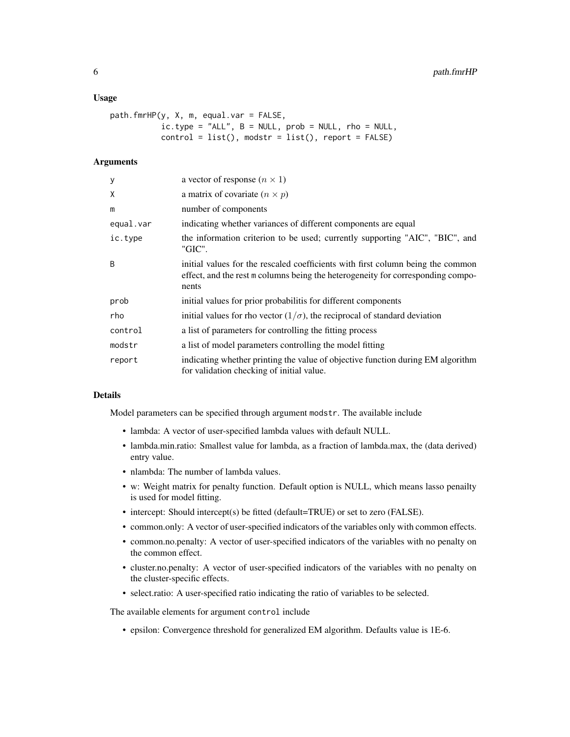### Usage

```
path.fmrHP(y, X, m, equal.var = FALSE,
           ic.type = "ALL", B = NULL, prob = NULL, rho = NULL,
           control = list(), modstr = list(), report = FALSE)
```

### Arguments

| | |
|---|---|
| y | a vector of response ($n \times 1$) |
| X | a matrix of covariate ($n \times p$) |
| m | number of components |
| equal.var | indicating whether variances of different components are equal |
| ic.type | the information criterion to be used; currently supporting "AIC", "BIC", and "GIC". |
| B | initial values for the rescaled coefficients with first column being the common effect, and the rest m columns being the heterogeneity for corresponding components |
| prob | initial values for prior probabilitis for different components |
| rho | initial values for rho vector ($1/\sigma$), the reciprocal of standard deviation |
| control | a list of parameters for controlling the fitting process |
| modstr | a list of model parameters controlling the model fitting |
| report | indicating whether printing the value of objective function during EM algorithm for validation checking of initial value. |

### Details

Model parameters can be specified through argument modstr. The available include

- lambda: A vector of user-specified lambda values with default NULL.
- lambda.min.ratio: Smallest value for lambda, as a fraction of lambda.max, the (data derived) entry value.
- nlambda: The number of lambda values.
- w: Weight matrix for penalty function. Default option is NULL, which means lasso penailty is used for model fitting.
- intercept: Should intercept(s) be fitted (default=TRUE) or set to zero (FALSE).
- common.only: A vector of user-specified indicators of the variables only with common effects.
- common.no.penalty: A vector of user-specified indicators of the variables with no penalty on the common effect.
- cluster.no.penalty: A vector of user-specified indicators of the variables with no penalty on the cluster-specific effects.
- select.ratio: A user-specified ratio indicating the ratio of variables to be selected.

The available elements for argument control include

- epsilon: Convergence threshold for generalized EM algorithm. Defaults value is 1E-6.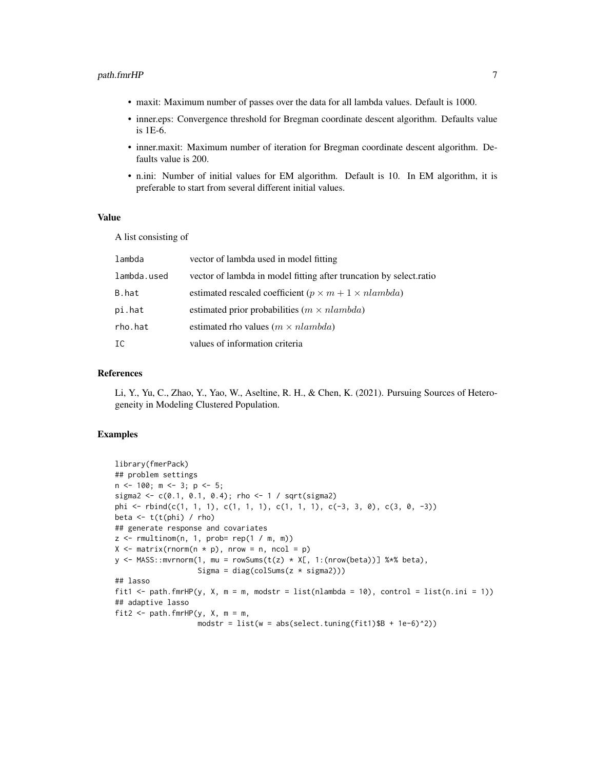- maxit: Maximum number of passes over the data for all lambda values. Default is 1000.
- inner.eps: Convergence threshold for Bregman coordinate descent algorithm. Defaults value is 1E-6.
- inner.maxit: Maximum number of iteration for Bregman coordinate descent algorithm. Defaults value is 200.
- n.ini: Number of initial values for EM algorithm. Default is 10. In EM algorithm, it is preferable to start from several different initial values.

### Value

A list consisting of

| | |
|---|---|
| `lambda` | vector of lambda used in model fitting |
| `lambda.used` | vector of lambda in model fitting after truncation by select.ratio |
| `B.hat` | estimated rescaled coefficient ($p \times m + 1 \times nlambda$) |
| `pi.hat` | estimated prior probabilities ($m \times nlambda$) |
| `rho.hat` | estimated rho values ($m \times nlambda$) |
| `IC` | values of information criteria |

### References

Li, Y., Yu, C., Zhao, Y., Yao, W., Aseltine, R. H., & Chen, K. (2021). Pursuing Sources of Heterogeneity in Modeling Clustered Population.

### Examples

```
library(fmerPack)
## problem settings
n <- 100; m <- 3; p <- 5;
sigma2 <- c(0.1, 0.1, 0.4); rho <- 1 / sqrt(sigma2)
phi <- rbind(c(1, 1, 1), c(1, 1, 1), c(1, 1, 1), c(-3, 3, 0), c(3, 0, -3))
beta <- t(t(phi) / rho)
## generate response and covariates
z <- rmultinom(n, 1, prob= rep(1 / m, m))
X <- matrix(rnorm(n * p), nrow = n, ncol = p)
y <- MASS::mvrnorm(1, mu = rowSums(t(z) * X[, 1:(nrow(beta))] %*% beta),
                   Sigma = diag(colSums(z * sigma2)))
## lasso
fit1 <- path.fmrHP(y, X, m = m, modstr = list(nlambda = 10), control = list(n.ini = 1))
## adaptive lasso
fit2 <- path.fmrHP(y, X, m = m,
                   modstr = list(w = abs(select.tuning(fit1)$B + 1e-6)^2))
```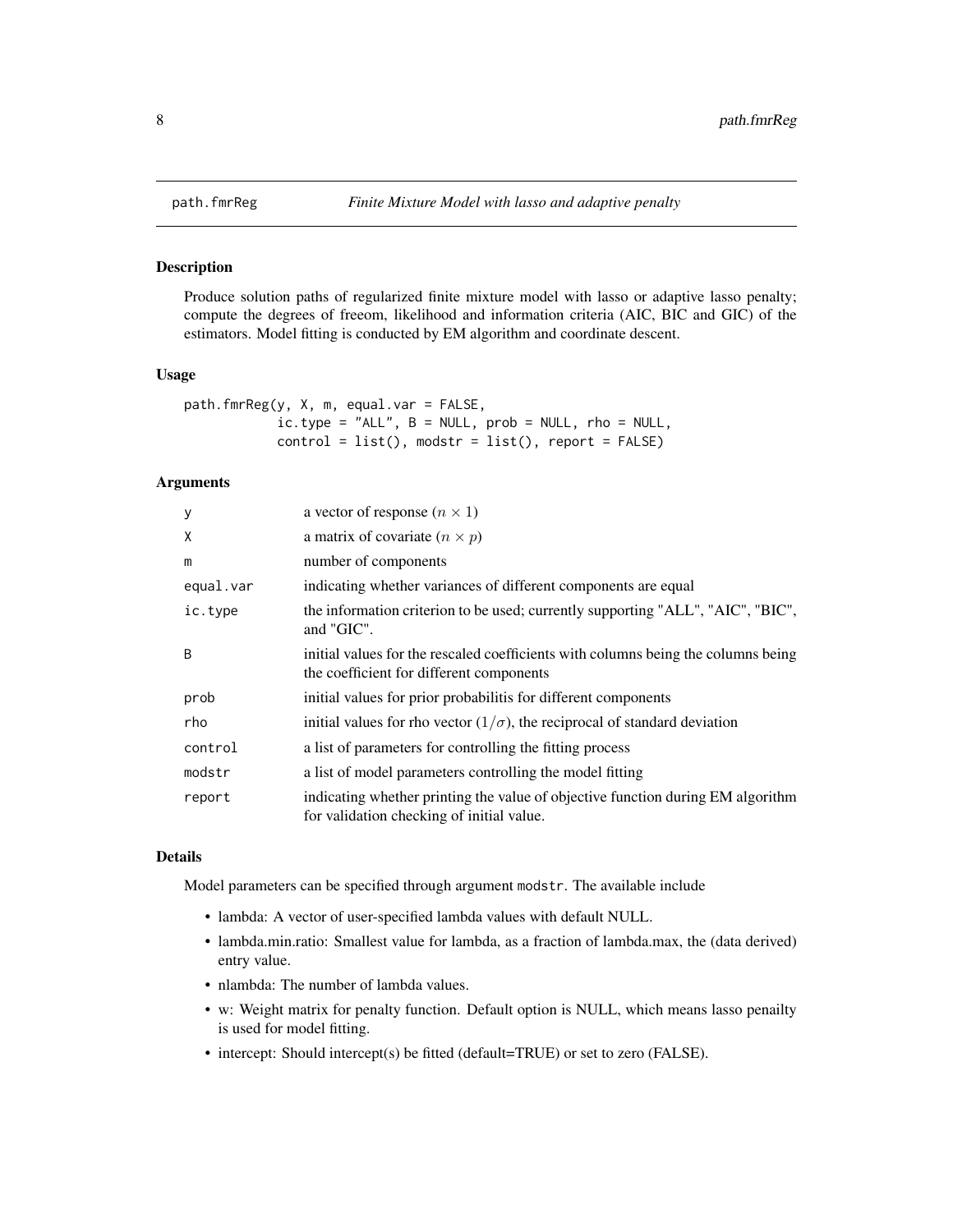# path.fmrReg *Finite Mixture Model with lasso and adaptive penalty*

## Description

Produce solution paths of regularized finite mixture model with lasso or adaptive lasso penalty; compute the degrees of freeom, likelihood and information criteria (AIC, BIC and GIC) of the estimators. Model fitting is conducted by EM algorithm and coordinate descent.

## Usage

```
path.fmrReg(y, X, m, equal.var = FALSE,
            ic.type = "ALL", B = NULL, prob = NULL, rho = NULL,
            control = list(), modstr = list(), report = FALSE)
```

## Arguments

| | |
|---|---|
| y | a vector of response ($n \times 1$) |
| X | a matrix of covariate ($n \times p$) |
| m | number of components |
| equal.var | indicating whether variances of different components are equal |
| ic.type | the information criterion to be used; currently supporting "ALL", "AIC", "BIC", and "GIC". |
| B | initial values for the rescaled coefficients with columns being the columns being the coefficient for different components |
| prob | initial values for prior probabilitis for different components |
| rho | initial values for rho vector ($1/\sigma$), the reciprocal of standard deviation |
| control | a list of parameters for controlling the fitting process |
| modstr | a list of model parameters controlling the model fitting |
| report | indicating whether printing the value of objective function during EM algorithm for validation checking of initial value. |

## Details

Model parameters can be specified through argument modstr. The available include

- lambda: A vector of user-specified lambda values with default NULL.
- lambda.min.ratio: Smallest value for lambda, as a fraction of lambda.max, the (data derived) entry value.
- nlambda: The number of lambda values.
- w: Weight matrix for penalty function. Default option is NULL, which means lasso penailty is used for model fitting.
- intercept: Should intercept(s) be fitted (default=TRUE) or set to zero (FALSE).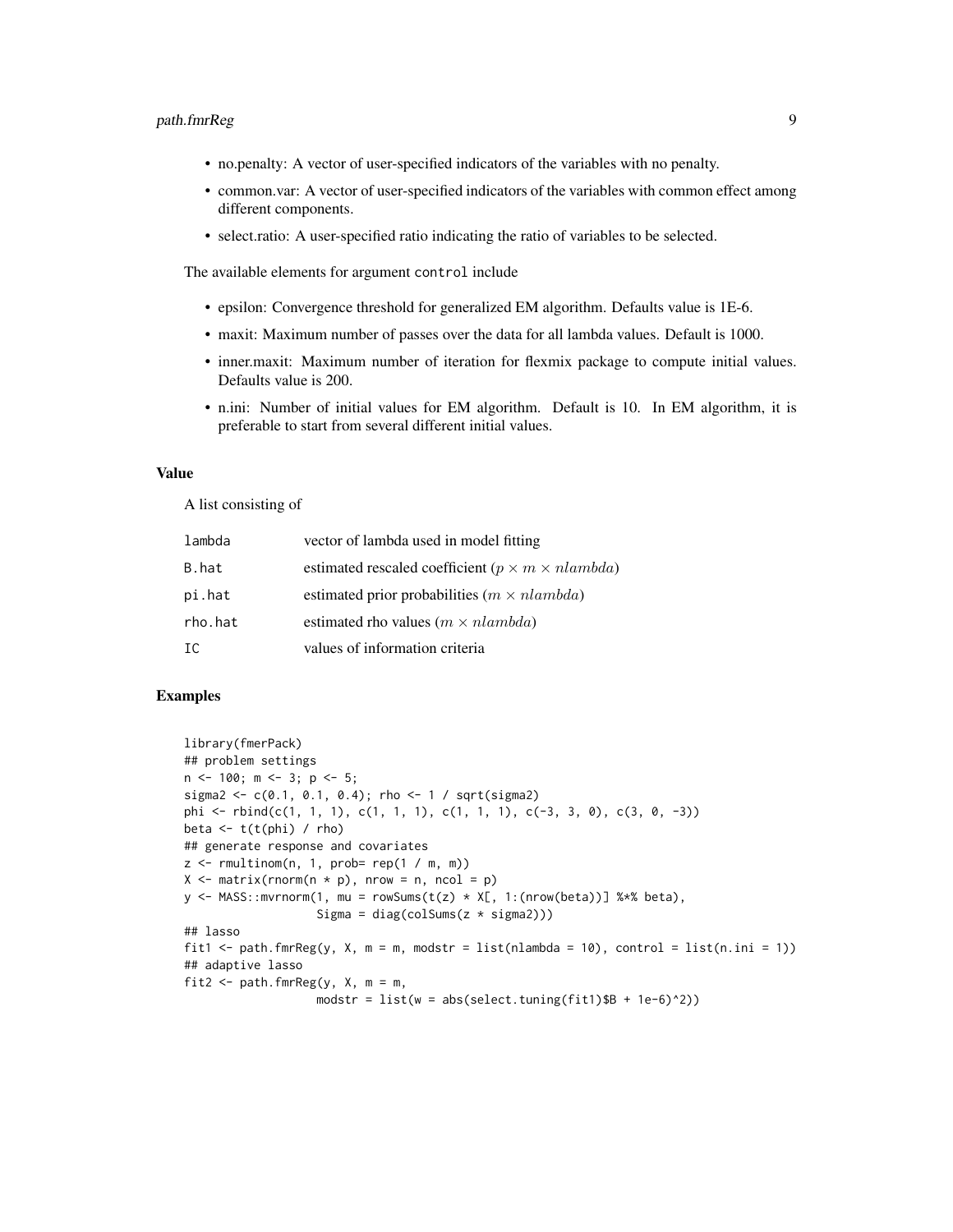- no.penalty: A vector of user-specified indicators of the variables with no penalty.
- common.var: A vector of user-specified indicators of the variables with common effect among different components.
- select.ratio: A user-specified ratio indicating the ratio of variables to be selected.

The available elements for argument `control` include

- epsilon: Convergence threshold for generalized EM algorithm. Defaults value is 1E-6.
- maxit: Maximum number of passes over the data for all lambda values. Default is 1000.
- inner.maxit: Maximum number of iteration for flexmix package to compute initial values. Defaults value is 200.
- n.ini: Number of initial values for EM algorithm. Default is 10. In EM algorithm, it is preferable to start from several different initial values.

### Value

A list consisting of

| | |
|---|---|
| `lambda` | vector of lambda used in model fitting |
| `B.hat` | estimated rescaled coefficient ($p \times m \times nlambda$) |
| `pi.hat` | estimated prior probabilities ($m \times nlambda$) |
| `rho.hat` | estimated rho values ($m \times nlambda$) |
| `IC` | values of information criteria |

### Examples

```
library(fmerPack)
## problem settings
n <- 100; m <- 3; p <- 5;
sigma2 <- c(0.1, 0.1, 0.4); rho <- 1 / sqrt(sigma2)
phi <- rbind(c(1, 1, 1), c(1, 1, 1), c(1, 1, 1), c(-3, 3, 0), c(3, 0, -3))
beta <- t(t(phi) / rho)
## generate response and covariates
z <- rmultinom(n, 1, prob= rep(1 / m, m))
X <- matrix(rnorm(n * p), nrow = n, ncol = p)
y <- MASS::mvrnorm(1, mu = rowSums(t(z) * X[, 1:(nrow(beta))] %*% beta),
                   Sigma = diag(colSums(z * sigma2)))
## lasso
fit1 <- path.fmrReg(y, X, m = m, modstr = list(nlambda = 10), control = list(n.ini = 1))
## adaptive lasso
fit2 <- path.fmrReg(y, X, m = m,
                    modstr = list(w = abs(select.tuning(fit1)$B + 1e-6)^2))
```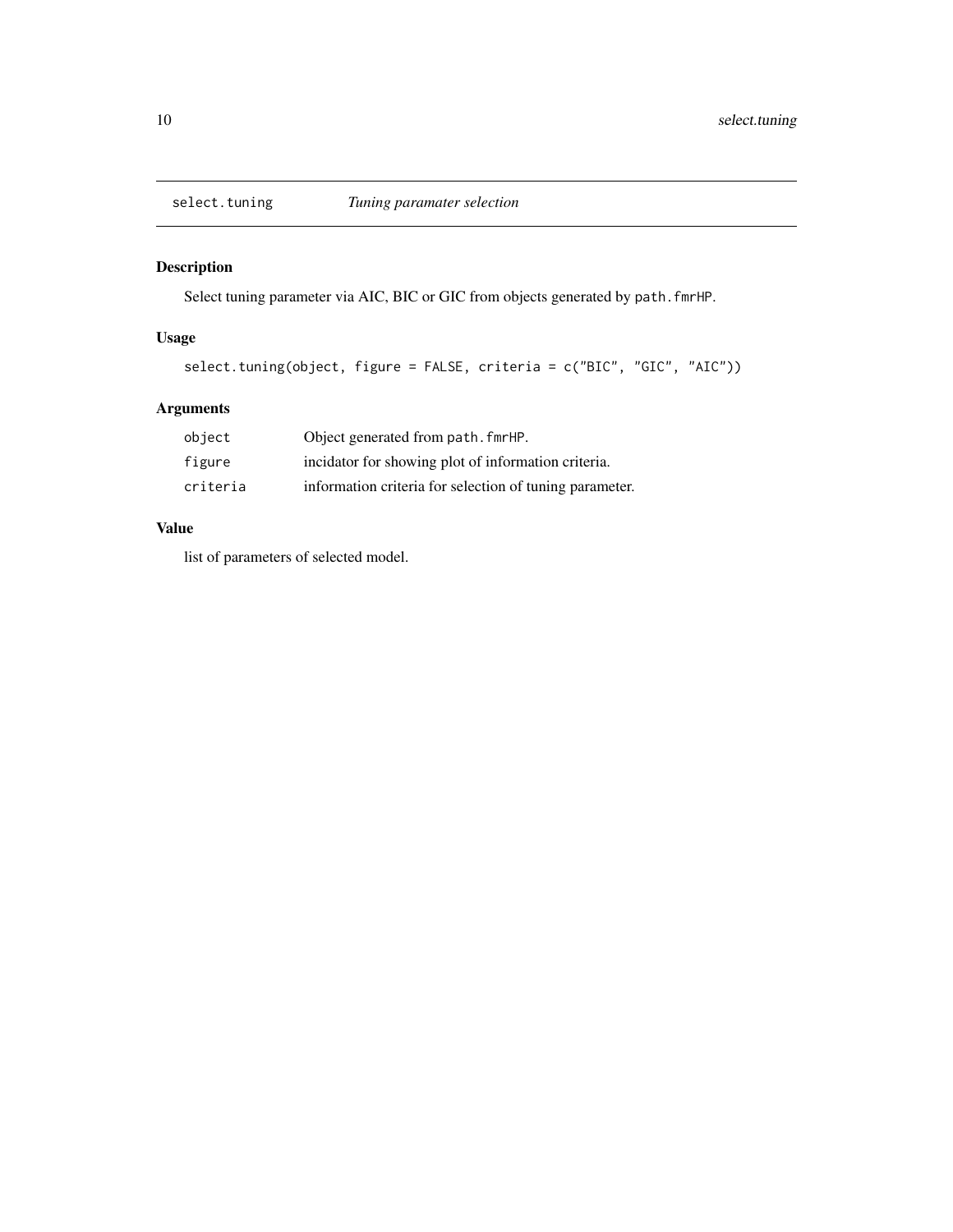## select.tuning — *Tuning paramater selection*

### Description

Select tuning parameter via AIC, BIC or GIC from objects generated by `path.fmrHP`.

### Usage

```
select.tuning(object, figure = FALSE, criteria = c("BIC", "GIC", "AIC"))
```

### Arguments

| | |
|---|---|
| `object` | Object generated from `path.fmrHP`. |
| `figure` | incidator for showing plot of information criteria. |
| `criteria` | information criteria for selection of tuning parameter. |

### Value

list of parameters of selected model.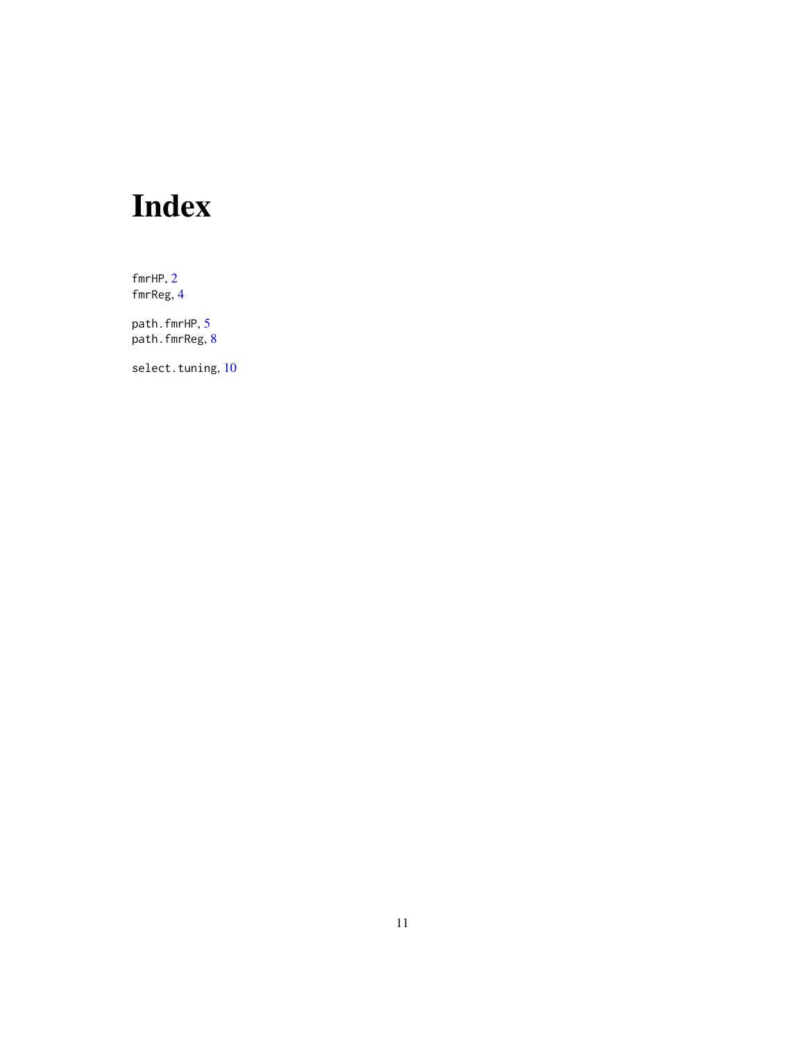# Index

fmrHP, 2
fmrReg, 4

path.fmrHP, 5
path.fmrReg, 8

select.tuning, 10